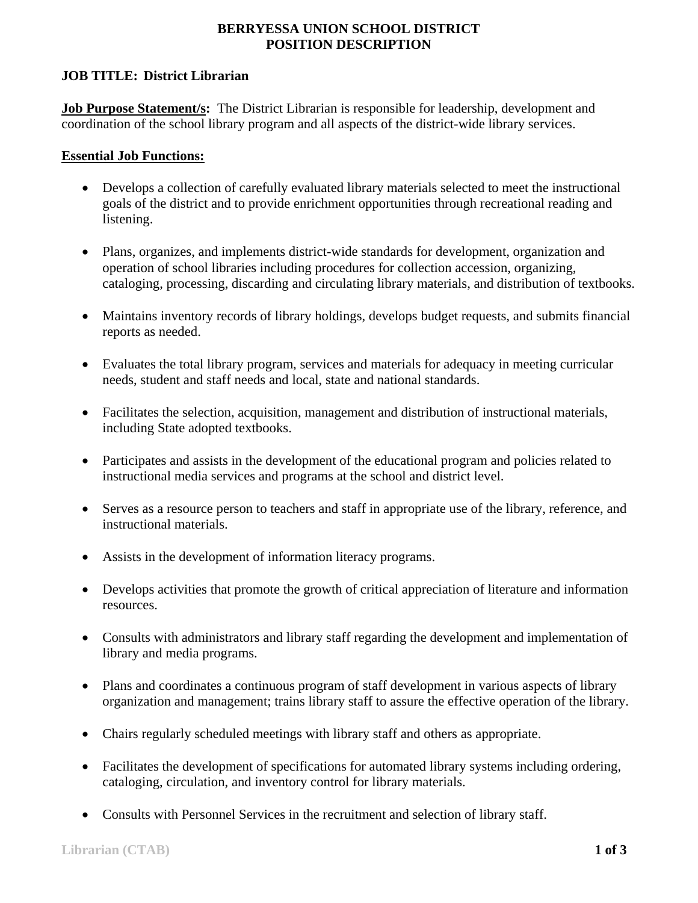# BERRYESSA UNION SCHOOL DISTRICT
# POSITION DESCRIPTION

**JOB TITLE: District Librarian**

**Job Purpose Statement/s:** The District Librarian is responsible for leadership, development and coordination of the school library program and all aspects of the district-wide library services.

## Essential Job Functions:

- Develops a collection of carefully evaluated library materials selected to meet the instructional goals of the district and to provide enrichment opportunities through recreational reading and listening.
- Plans, organizes, and implements district-wide standards for development, organization and operation of school libraries including procedures for collection accession, organizing, cataloging, processing, discarding and circulating library materials, and distribution of textbooks.
- Maintains inventory records of library holdings, develops budget requests, and submits financial reports as needed.
- Evaluates the total library program, services and materials for adequacy in meeting curricular needs, student and staff needs and local, state and national standards.
- Facilitates the selection, acquisition, management and distribution of instructional materials, including State adopted textbooks.
- Participates and assists in the development of the educational program and policies related to instructional media services and programs at the school and district level.
- Serves as a resource person to teachers and staff in appropriate use of the library, reference, and instructional materials.
- Assists in the development of information literacy programs.
- Develops activities that promote the growth of critical appreciation of literature and information resources.
- Consults with administrators and library staff regarding the development and implementation of library and media programs.
- Plans and coordinates a continuous program of staff development in various aspects of library organization and management; trains library staff to assure the effective operation of the library.
- Chairs regularly scheduled meetings with library staff and others as appropriate.
- Facilitates the development of specifications for automated library systems including ordering, cataloging, circulation, and inventory control for library materials.
- Consults with Personnel Services in the recruitment and selection of library staff.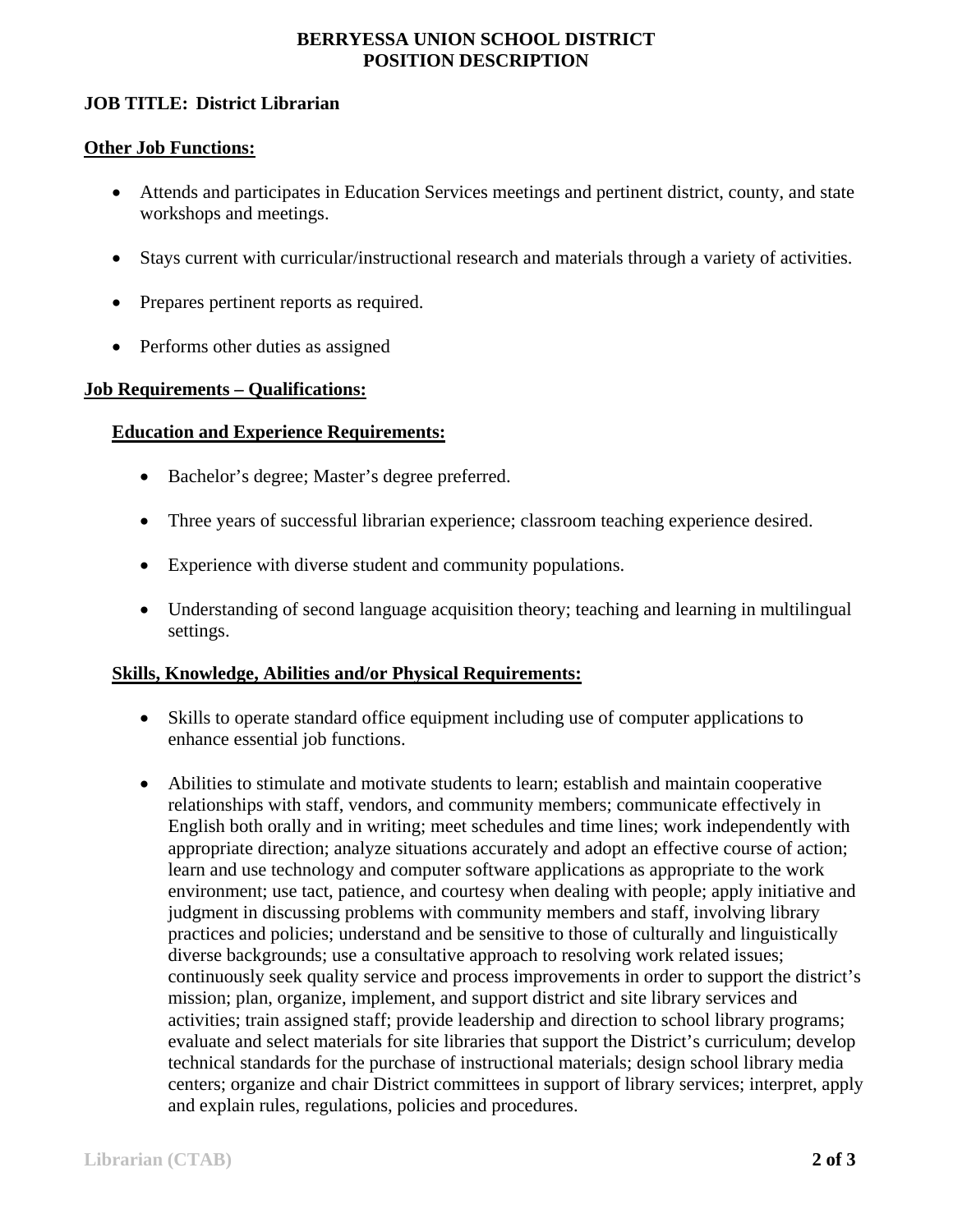**BERRYESSA UNION SCHOOL DISTRICT**
**POSITION DESCRIPTION**

**JOB TITLE: District Librarian**

## Other Job Functions:

- Attends and participates in Education Services meetings and pertinent district, county, and state workshops and meetings.
- Stays current with curricular/instructional research and materials through a variety of activities.
- Prepares pertinent reports as required.
- Performs other duties as assigned

## Job Requirements – Qualifications:

### Education and Experience Requirements:

- Bachelor's degree; Master's degree preferred.
- Three years of successful librarian experience; classroom teaching experience desired.
- Experience with diverse student and community populations.
- Understanding of second language acquisition theory; teaching and learning in multilingual settings.

### Skills, Knowledge, Abilities and/or Physical Requirements:

- Skills to operate standard office equipment including use of computer applications to enhance essential job functions.
- Abilities to stimulate and motivate students to learn; establish and maintain cooperative relationships with staff, vendors, and community members; communicate effectively in English both orally and in writing; meet schedules and time lines; work independently with appropriate direction; analyze situations accurately and adopt an effective course of action; learn and use technology and computer software applications as appropriate to the work environment; use tact, patience, and courtesy when dealing with people; apply initiative and judgment in discussing problems with community members and staff, involving library practices and policies; understand and be sensitive to those of culturally and linguistically diverse backgrounds; use a consultative approach to resolving work related issues; continuously seek quality service and process improvements in order to support the district's mission; plan, organize, implement, and support district and site library services and activities; train assigned staff; provide leadership and direction to school library programs; evaluate and select materials for site libraries that support the District's curriculum; develop technical standards for the purchase of instructional materials; design school library media centers; organize and chair District committees in support of library services; interpret, apply and explain rules, regulations, policies and procedures.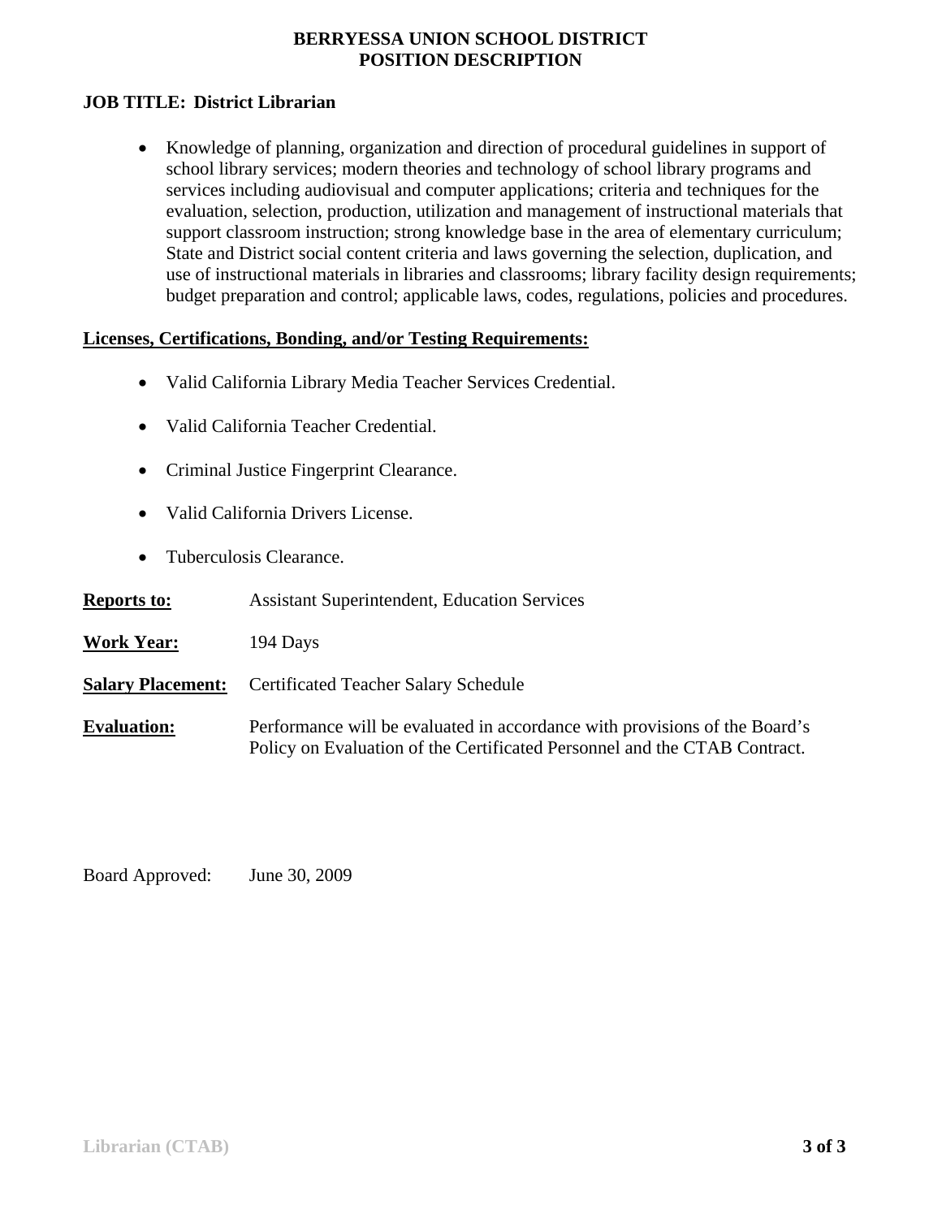**BERRYESSA UNION SCHOOL DISTRICT**
**POSITION DESCRIPTION**

**JOB TITLE: District Librarian**

- Knowledge of planning, organization and direction of procedural guidelines in support of school library services; modern theories and technology of school library programs and services including audiovisual and computer applications; criteria and techniques for the evaluation, selection, production, utilization and management of instructional materials that support classroom instruction; strong knowledge base in the area of elementary curriculum; State and District social content criteria and laws governing the selection, duplication, and use of instructional materials in libraries and classrooms; library facility design requirements; budget preparation and control; applicable laws, codes, regulations, policies and procedures.

**Licenses, Certifications, Bonding, and/or Testing Requirements:**

- Valid California Library Media Teacher Services Credential.
- Valid California Teacher Credential.
- Criminal Justice Fingerprint Clearance.
- Valid California Drivers License.
- Tuberculosis Clearance.

**Reports to:** Assistant Superintendent, Education Services

**Work Year:** 194 Days

**Salary Placement:** Certificated Teacher Salary Schedule

**Evaluation:** Performance will be evaluated in accordance with provisions of the Board's Policy on Evaluation of the Certificated Personnel and the CTAB Contract.

Board Approved: June 30, 2009